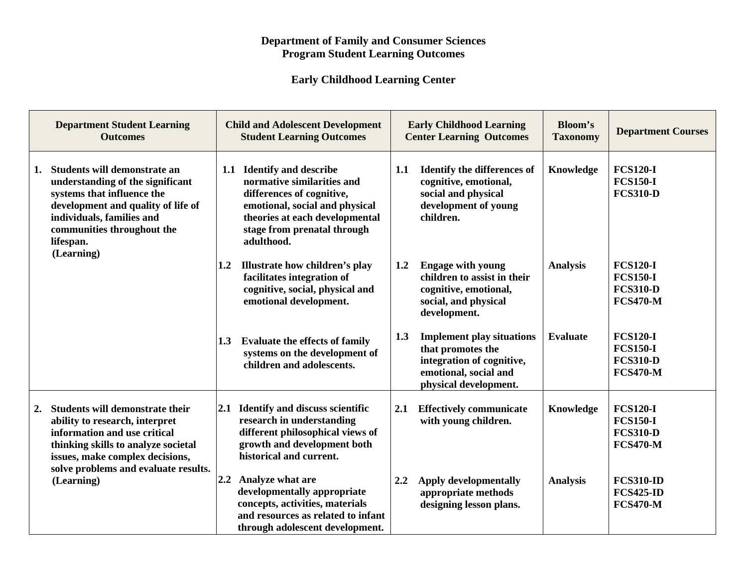**Department of Family and Consumer Sciences**
**Program Student Learning Outcomes**

**Early Childhood Learning Center**

| Department Student Learning Outcomes | Child and Adolescent Development Student Learning Outcomes | Early Childhood Learning Center Learning Outcomes | Bloom's Taxonomy | Department Courses |
|---|---|---|---|---|
| 1. Students will demonstrate an understanding of the significant systems that influence the development and quality of life of individuals, families and communities throughout the lifespan. (Learning) | 1.1 Identify and describe normative similarities and differences of cognitive, emotional, social and physical theories at each developmental stage from prenatal through adulthood. | 1.1 Identify the differences of cognitive, emotional, social and physical development of young children. | Knowledge | FCS120-I<br>FCS150-I<br>FCS310-D |
| | 1.2 Illustrate how children's play facilitates integration of cognitive, social, physical and emotional development. | 1.2 Engage with young children to assist in their cognitive, emotional, social, and physical development. | Analysis | FCS120-I<br>FCS150-I<br>FCS310-D<br>FCS470-M |
| | 1.3 Evaluate the effects of family systems on the development of children and adolescents. | 1.3 Implement play situations that promotes the integration of cognitive, emotional, social and physical development. | Evaluate | FCS120-I<br>FCS150-I<br>FCS310-D<br>FCS470-M |
| 2. Students will demonstrate their ability to research, interpret information and use critical thinking skills to analyze societal issues, make complex decisions, solve problems and evaluate results. (Learning) | 2.1 Identify and discuss scientific research in understanding different philosophical views of growth and development both historical and current. | 2.1 Effectively communicate with young children. | Knowledge | FCS120-I<br>FCS150-I<br>FCS310-D<br>FCS470-M |
| | 2.2 Analyze what are developmentally appropriate concepts, activities, materials and resources as related to infant through adolescent development. | 2.2 Apply developmentally appropriate methods designing lesson plans. | Analysis | FCS310-ID<br>FCS425-ID<br>FCS470-M |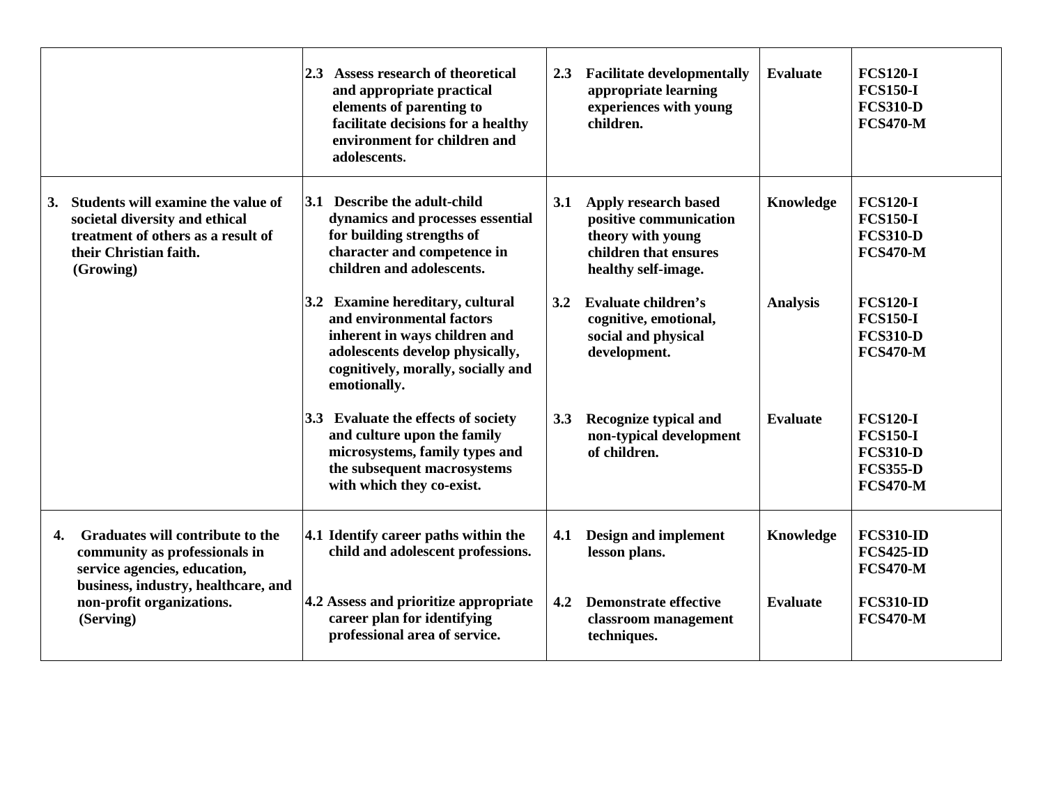| | | | | |
|---|---|---|---|---|
| | **2.3 Assess research of theoretical and appropriate practical elements of parenting to facilitate decisions for a healthy environment for children and adolescents.** | **2.3 Facilitate developmentally appropriate learning experiences with young children.** | **Evaluate** | **FCS120-I**<br>**FCS150-I**<br>**FCS310-D**<br>**FCS470-M** |
| **3. Students will examine the value of societal diversity and ethical treatment of others as a result of their Christian faith. (Growing)** | **3.1 Describe the adult-child dynamics and processes essential for building strengths of character and competence in children and adolescents.** | **3.1 Apply research based positive communication theory with young children that ensures healthy self-image.** | **Knowledge** | **FCS120-I**<br>**FCS150-I**<br>**FCS310-D**<br>**FCS470-M** |
| | **3.2 Examine hereditary, cultural and environmental factors inherent in ways children and adolescents develop physically, cognitively, morally, socially and emotionally.** | **3.2 Evaluate children's cognitive, emotional, social and physical development.** | **Analysis** | **FCS120-I**<br>**FCS150-I**<br>**FCS310-D**<br>**FCS470-M** |
| | **3.3 Evaluate the effects of society and culture upon the family microsystems, family types and the subsequent macrosystems with which they co-exist.** | **3.3 Recognize typical and non-typical development of children.** | **Evaluate** | **FCS120-I**<br>**FCS150-I**<br>**FCS310-D**<br>**FCS355-D**<br>**FCS470-M** |
| **4. Graduates will contribute to the community as professionals in service agencies, education, business, industry, healthcare, and non-profit organizations. (Serving)** | **4.1 Identify career paths within the child and adolescent professions.** | **4.1 Design and implement lesson plans.** | **Knowledge** | **FCS310-ID**<br>**FCS425-ID**<br>**FCS470-M** |
| | **4.2 Assess and prioritize appropriate career plan for identifying professional area of service.** | **4.2 Demonstrate effective classroom management techniques.** | **Evaluate** | **FCS310-ID**<br>**FCS470-M** |